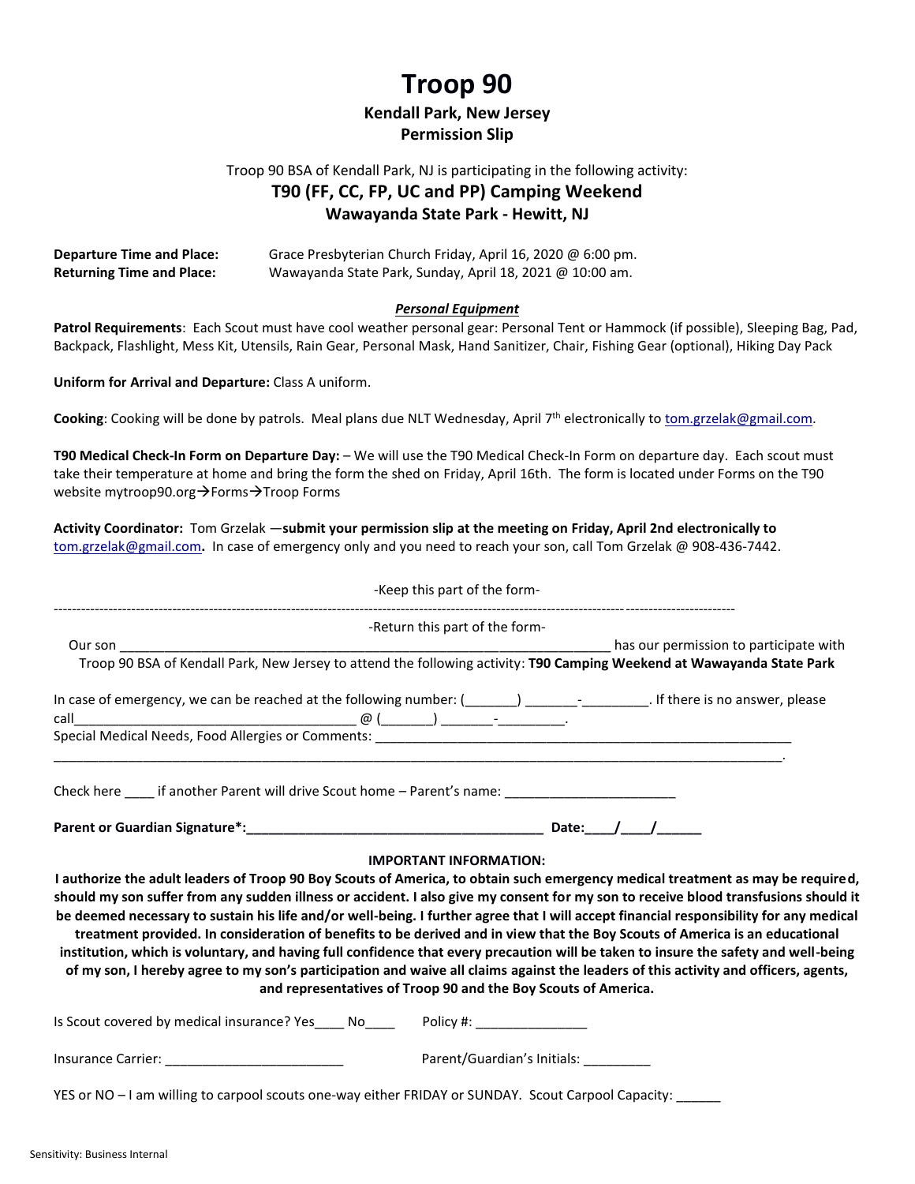# Troop 90

### Kendall Park, New Jersey
### Permission Slip

Troop 90 BSA of Kendall Park, NJ is participating in the following activity:

## T90 (FF, CC, FP, UC and PP) Camping Weekend
### Wawayanda State Park - Hewitt, NJ

**Departure Time and Place:** Grace Presbyterian Church Friday, April 16, 2020 @ 6:00 pm.
**Returning Time and Place:** Wawayanda State Park, Sunday, April 18, 2021 @ 10:00 am.

***Personal Equipment***

**Patrol Requirements**: Each Scout must have cool weather personal gear: Personal Tent or Hammock (if possible), Sleeping Bag, Pad, Backpack, Flashlight, Mess Kit, Utensils, Rain Gear, Personal Mask, Hand Sanitizer, Chair, Fishing Gear (optional), Hiking Day Pack

**Uniform for Arrival and Departure:** Class A uniform.

**Cooking**: Cooking will be done by patrols. Meal plans due NLT Wednesday, April 7th electronically to tom.grzelak@gmail.com.

**T90 Medical Check-In Form on Departure Day:** – We will use the T90 Medical Check-In Form on departure day. Each scout must take their temperature at home and bring the form the shed on Friday, April 16th. The form is located under Forms on the T90 website mytroop90.org→Forms→Troop Forms

**Activity Coordinator:** Tom Grzelak —**submit your permission slip at the meeting on Friday, April 2nd electronically to tom.grzelak@gmail.com.** In case of emergency only and you need to reach your son, call Tom Grzelak @ 908-436-7442.

-Keep this part of the form-

---

-Return this part of the form-

Our son ____________________________________________ has our permission to participate with Troop 90 BSA of Kendall Park, New Jersey to attend the following activity: **T90 Camping Weekend at Wawayanda State Park**

In case of emergency, we can be reached at the following number: (_______) _______-_________. If there is no answer, please call_____________________________________ @ (_______) _______-_________.

Special Medical Needs, Food Allergies or Comments: ____________________________________________________________
____________________________________________________________________________________________________.

Check here ____ if another Parent will drive Scout home – Parent's name: _______________________

**Parent or Guardian Signature\*:_________________________________________ Date:____/____/______**

**IMPORTANT INFORMATION:**

**I authorize the adult leaders of Troop 90 Boy Scouts of America, to obtain such emergency medical treatment as may be required, should my son suffer from any sudden illness or accident. I also give my consent for my son to receive blood transfusions should it be deemed necessary to sustain his life and/or well-being. I further agree that I will accept financial responsibility for any medical treatment provided. In consideration of benefits to be derived and in view that the Boy Scouts of America is an educational institution, which is voluntary, and having full confidence that every precaution will be taken to insure the safety and well-being of my son, I hereby agree to my son's participation and waive all claims against the leaders of this activity and officers, agents, and representatives of Troop 90 and the Boy Scouts of America.**

Is Scout covered by medical insurance? Yes____ No____ Policy #: _______________

Insurance Carrier: ________________________ Parent/Guardian's Initials: _________

YES or NO – I am willing to carpool scouts one-way either FRIDAY or SUNDAY. Scout Carpool Capacity: ______

Sensitivity: Business Internal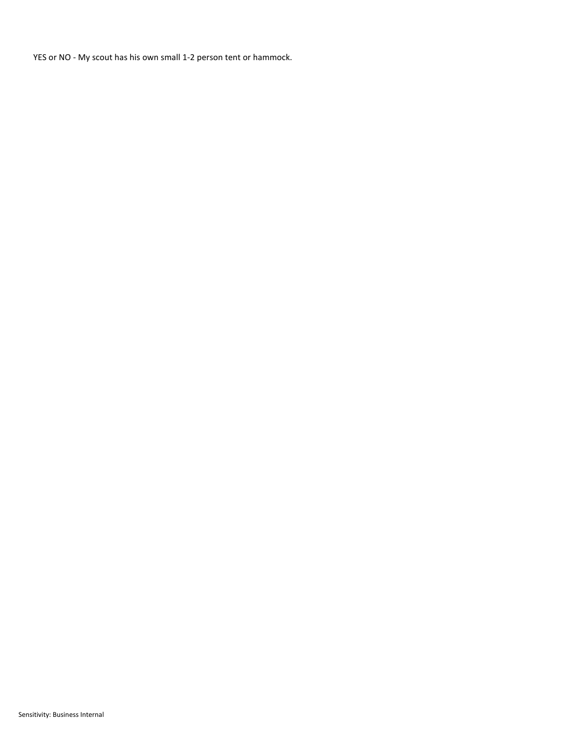YES or NO - My scout has his own small 1-2 person tent or hammock.